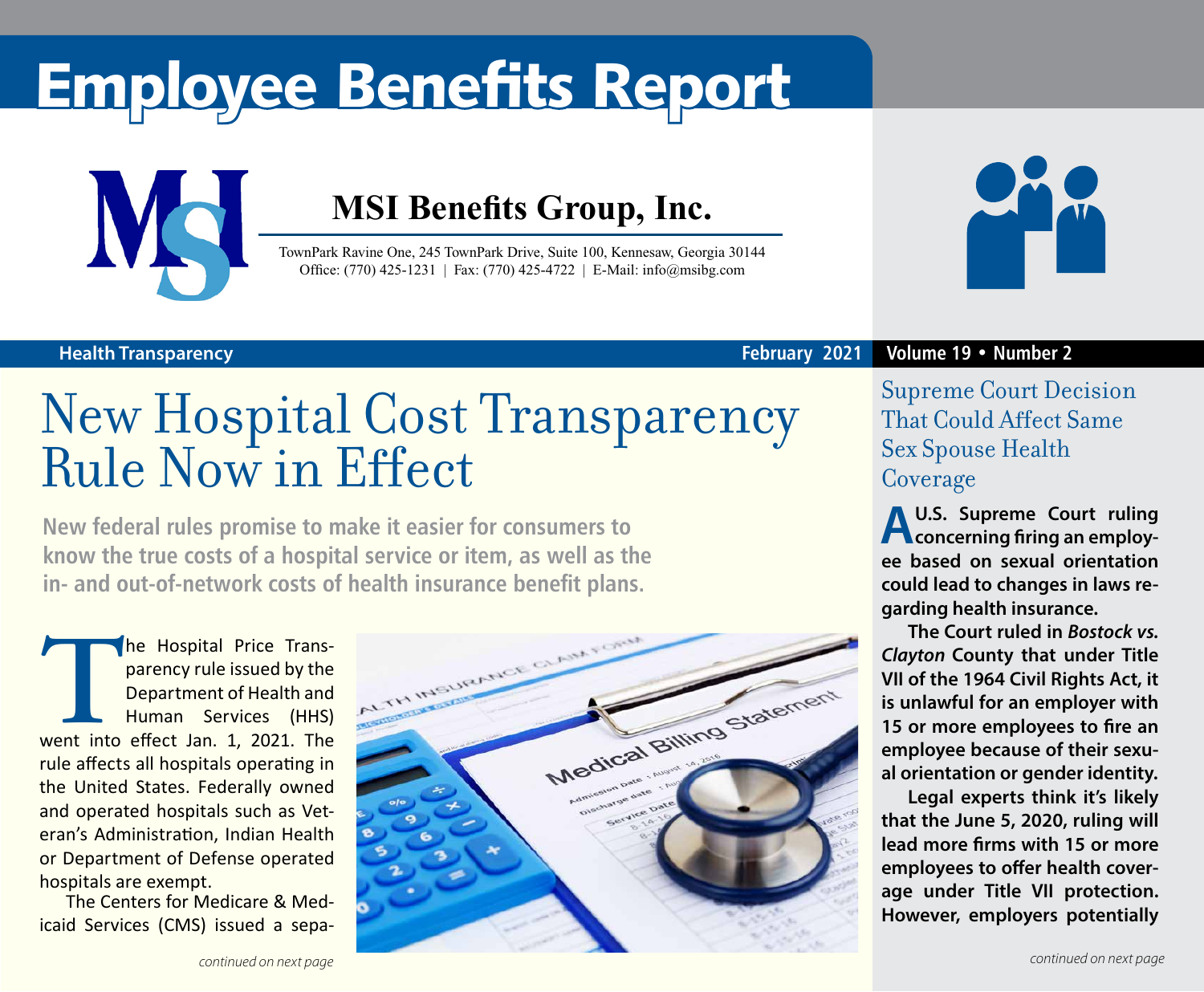# Employee Benefits Report

**MSI Benefits Group, Inc.**

TownPark Ravine One, 245 TownPark Drive, Suite 100, Kennesaw, Georgia 30144
Office: (770) 425-1231 | Fax: (770) 425-4722 | E-Mail: info@msibg.com

**Health Transparency** **February 2021** **Volume 19 • Number 2**

## New Hospital Cost Transparency Rule Now in Effect

**New federal rules promise to make it easier for consumers to know the true costs of a hospital service or item, as well as the in- and out-of-network costs of health insurance benefit plans.**

The Hospital Price Transparency rule issued by the Department of Health and Human Services (HHS) went into effect Jan. 1, 2021. The rule affects all hospitals operating in the United States. Federally owned and operated hospitals such as Veteran's Administration, Indian Health or Department of Defense operated hospitals are exempt.

The Centers for Medicare & Medicaid Services (CMS) issued a sepa-

*continued on next page*

## Supreme Court Decision That Could Affect Same Sex Spouse Health Coverage

**A U.S. Supreme Court ruling concerning firing an employee based on sexual orientation could lead to changes in laws regarding health insurance.**

**The Court ruled in *Bostock vs. Clayton* County that under Title VII of the 1964 Civil Rights Act, it is unlawful for an employer with 15 or more employees to fire an employee because of their sexual orientation or gender identity.**

**Legal experts think it's likely that the June 5, 2020, ruling will lead more firms with 15 or more employees to offer health coverage under Title VII protection. However, employers potentially**

*continued on next page*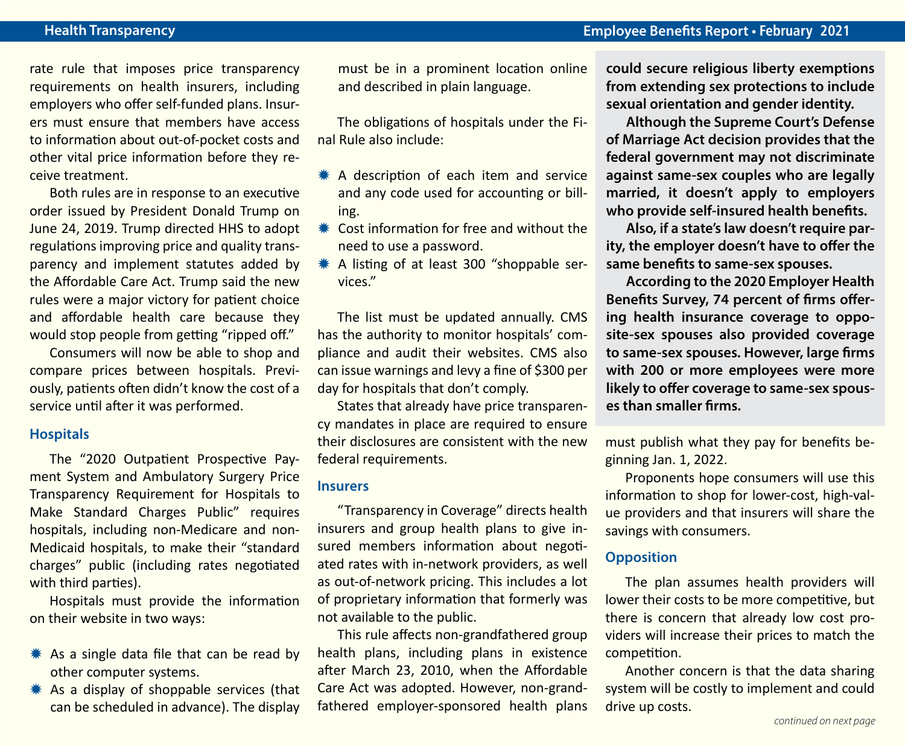rate rule that imposes price transparency requirements on health insurers, including employers who offer self-funded plans. Insurers must ensure that members have access to information about out-of-pocket costs and other vital price information before they receive treatment.

Both rules are in response to an executive order issued by President Donald Trump on June 24, 2019. Trump directed HHS to adopt regulations improving price and quality transparency and implement statutes added by the Affordable Care Act. Trump said the new rules were a major victory for patient choice and affordable health care because they would stop people from getting "ripped off."

Consumers will now be able to shop and compare prices between hospitals. Previously, patients often didn't know the cost of a service until after it was performed.

## Hospitals

The "2020 Outpatient Prospective Payment System and Ambulatory Surgery Price Transparency Requirement for Hospitals to Make Standard Charges Public" requires hospitals, including non-Medicare and non-Medicaid hospitals, to make their "standard charges" public (including rates negotiated with third parties).

Hospitals must provide the information on their website in two ways:

- As a single data file that can be read by other computer systems.
- As a display of shoppable services (that can be scheduled in advance). The display must be in a prominent location online and described in plain language.

The obligations of hospitals under the Final Rule also include:

- A description of each item and service and any code used for accounting or billing.
- Cost information for free and without the need to use a password.
- A listing of at least 300 "shoppable services."

The list must be updated annually. CMS has the authority to monitor hospitals' compliance and audit their websites. CMS also can issue warnings and levy a fine of $300 per day for hospitals that don't comply.

States that already have price transparency mandates in place are required to ensure their disclosures are consistent with the new federal requirements.

## Insurers

"Transparency in Coverage" directs health insurers and group health plans to give insured members information about negotiated rates with in-network providers, as well as out-of-network pricing. This includes a lot of proprietary information that formerly was not available to the public.

This rule affects non-grandfathered group health plans, including plans in existence after March 23, 2010, when the Affordable Care Act was adopted. However, non-grandfathered employer-sponsored health plans must publish what they pay for benefits beginning Jan. 1, 2022.

Proponents hope consumers will use this information to shop for lower-cost, high-value providers and that insurers will share the savings with consumers.

## Opposition

The plan assumes health providers will lower their costs to be more competitive, but there is concern that already low cost providers will increase their prices to match the competition.

Another concern is that the data sharing system will be costly to implement and could drive up costs.

*continued on next page*

**could secure religious liberty exemptions from extending sex protections to include sexual orientation and gender identity.**

**Although the Supreme Court's Defense of Marriage Act decision provides that the federal government may not discriminate against same-sex couples who are legally married, it doesn't apply to employers who provide self-insured health benefits.**

**Also, if a state's law doesn't require parity, the employer doesn't have to offer the same benefits to same-sex spouses.**

**According to the 2020 Employer Health Benefits Survey, 74 percent of firms offering health insurance coverage to opposite-sex spouses also provided coverage to same-sex spouses. However, large firms with 200 or more employees were more likely to offer coverage to same-sex spouses than smaller firms.**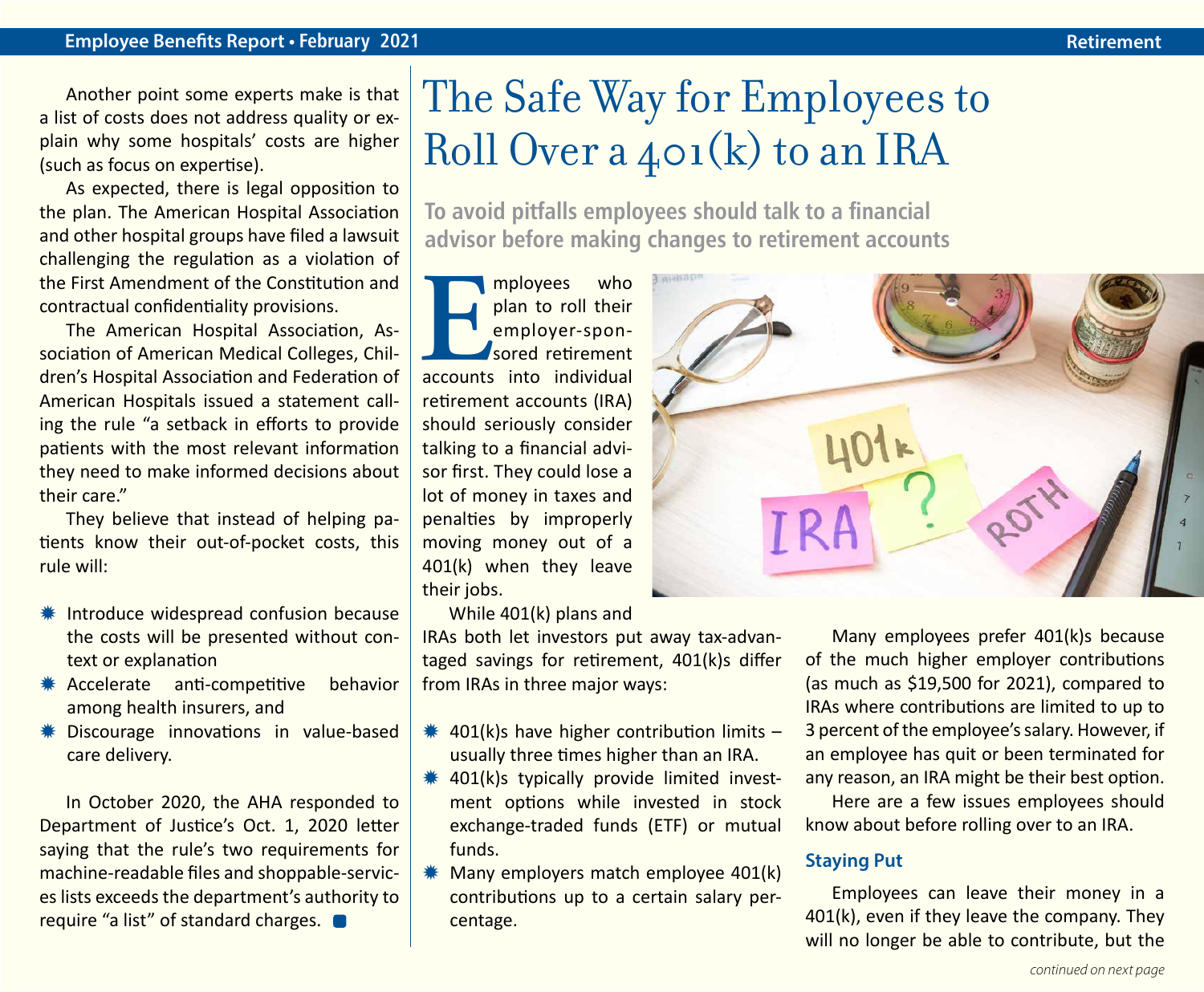Another point some experts make is that a list of costs does not address quality or explain why some hospitals' costs are higher (such as focus on expertise).

As expected, there is legal opposition to the plan. The American Hospital Association and other hospital groups have filed a lawsuit challenging the regulation as a violation of the First Amendment of the Constitution and contractual confidentiality provisions.

The American Hospital Association, Association of American Medical Colleges, Children's Hospital Association and Federation of American Hospitals issued a statement calling the rule "a setback in efforts to provide patients with the most relevant information they need to make informed decisions about their care."

They believe that instead of helping patients know their out-of-pocket costs, this rule will:

- Introduce widespread confusion because the costs will be presented without context or explanation
- Accelerate anti-competitive behavior among health insurers, and
- Discourage innovations in value-based care delivery.

In October 2020, the AHA responded to Department of Justice's Oct. 1, 2020 letter saying that the rule's two requirements for machine-readable files and shoppable-services lists exceeds the department's authority to require "a list" of standard charges.

# The Safe Way for Employees to Roll Over a 401(k) to an IRA

**To avoid pitfalls employees should talk to a financial advisor before making changes to retirement accounts**

Employees who plan to roll their employer-sponsored retirement accounts into individual retirement accounts (IRA) should seriously consider talking to a financial advisor first. They could lose a lot of money in taxes and penalties by improperly moving money out of a 401(k) when they leave their jobs.

While 401(k) plans and IRAs both let investors put away tax-advantaged savings for retirement, 401(k)s differ from IRAs in three major ways:

- 401(k)s have higher contribution limits – usually three times higher than an IRA.
- 401(k)s typically provide limited investment options while invested in stock exchange-traded funds (ETF) or mutual funds.
- Many employers match employee 401(k) contributions up to a certain salary percentage.

Many employees prefer 401(k)s because of the much higher employer contributions (as much as $19,500 for 2021), compared to IRAs where contributions are limited to up to 3 percent of the employee's salary. However, if an employee has quit or been terminated for any reason, an IRA might be their best option.

Here are a few issues employees should know about before rolling over to an IRA.

### Staying Put

Employees can leave their money in a 401(k), even if they leave the company. They will no longer be able to contribute, but the

*continued on next page*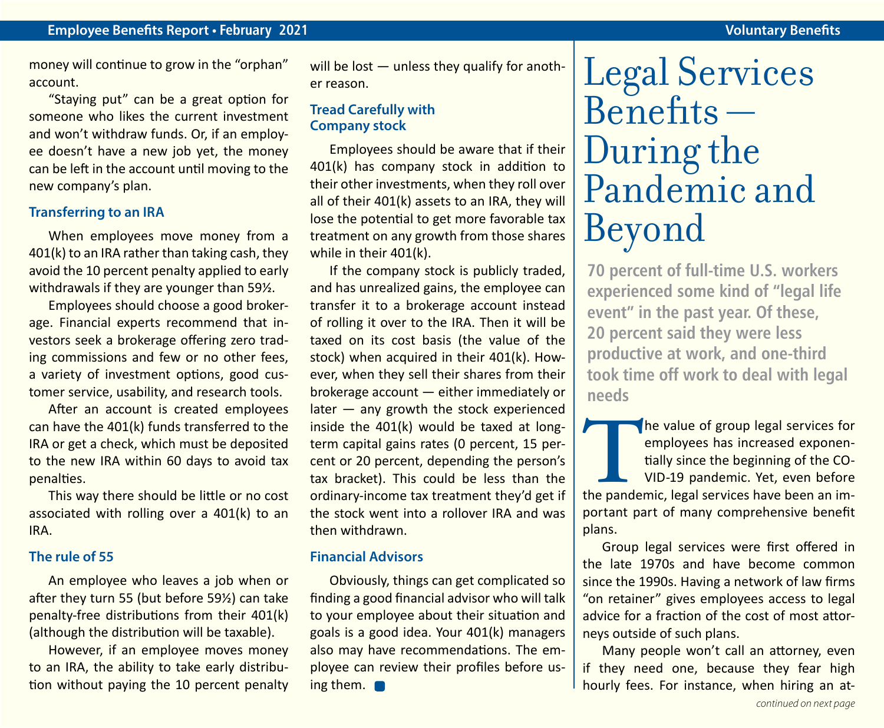money will continue to grow in the "orphan" account.

"Staying put" can be a great option for someone who likes the current investment and won't withdraw funds. Or, if an employee doesn't have a new job yet, the money can be left in the account until moving to the new company's plan.

### Transferring to an IRA

When employees move money from a 401(k) to an IRA rather than taking cash, they avoid the 10 percent penalty applied to early withdrawals if they are younger than 59½.

Employees should choose a good brokerage. Financial experts recommend that investors seek a brokerage offering zero trading commissions and few or no other fees, a variety of investment options, good customer service, usability, and research tools.

After an account is created employees can have the 401(k) funds transferred to the IRA or get a check, which must be deposited to the new IRA within 60 days to avoid tax penalties.

This way there should be little or no cost associated with rolling over a 401(k) to an IRA.

### The rule of 55

An employee who leaves a job when or after they turn 55 (but before 59½) can take penalty-free distributions from their 401(k) (although the distribution will be taxable).

However, if an employee moves money to an IRA, the ability to take early distribution without paying the 10 percent penalty will be lost — unless they qualify for another reason.

### Tread Carefully with Company stock

Employees should be aware that if their 401(k) has company stock in addition to their other investments, when they roll over all of their 401(k) assets to an IRA, they will lose the potential to get more favorable tax treatment on any growth from those shares while in their 401(k).

If the company stock is publicly traded, and has unrealized gains, the employee can transfer it to a brokerage account instead of rolling it over to the IRA. Then it will be taxed on its cost basis (the value of the stock) when acquired in their 401(k). However, when they sell their shares from their brokerage account — either immediately or later — any growth the stock experienced inside the 401(k) would be taxed at long-term capital gains rates (0 percent, 15 percent or 20 percent, depending the person's tax bracket). This could be less than the ordinary-income tax treatment they'd get if the stock went into a rollover IRA and was then withdrawn.

### Financial Advisors

Obviously, things can get complicated so finding a good financial advisor who will talk to your employee about their situation and goals is a good idea. Your 401(k) managers also may have recommendations. The employee can review their profiles before using them.

# Legal Services Benefits — During the Pandemic and Beyond

**70 percent of full-time U.S. workers experienced some kind of "legal life event" in the past year. Of these, 20 percent said they were less productive at work, and one-third took time off work to deal with legal needs**

The value of group legal services for employees has increased exponentially since the beginning of the COVID-19 pandemic. Yet, even before the pandemic, legal services have been an important part of many comprehensive benefit plans.

Group legal services were first offered in the late 1970s and have become common since the 1990s. Having a network of law firms "on retainer" gives employees access to legal advice for a fraction of the cost of most attorneys outside of such plans.

Many people won't call an attorney, even if they need one, because they fear high hourly fees. For instance, when hiring an at-

*continued on next page*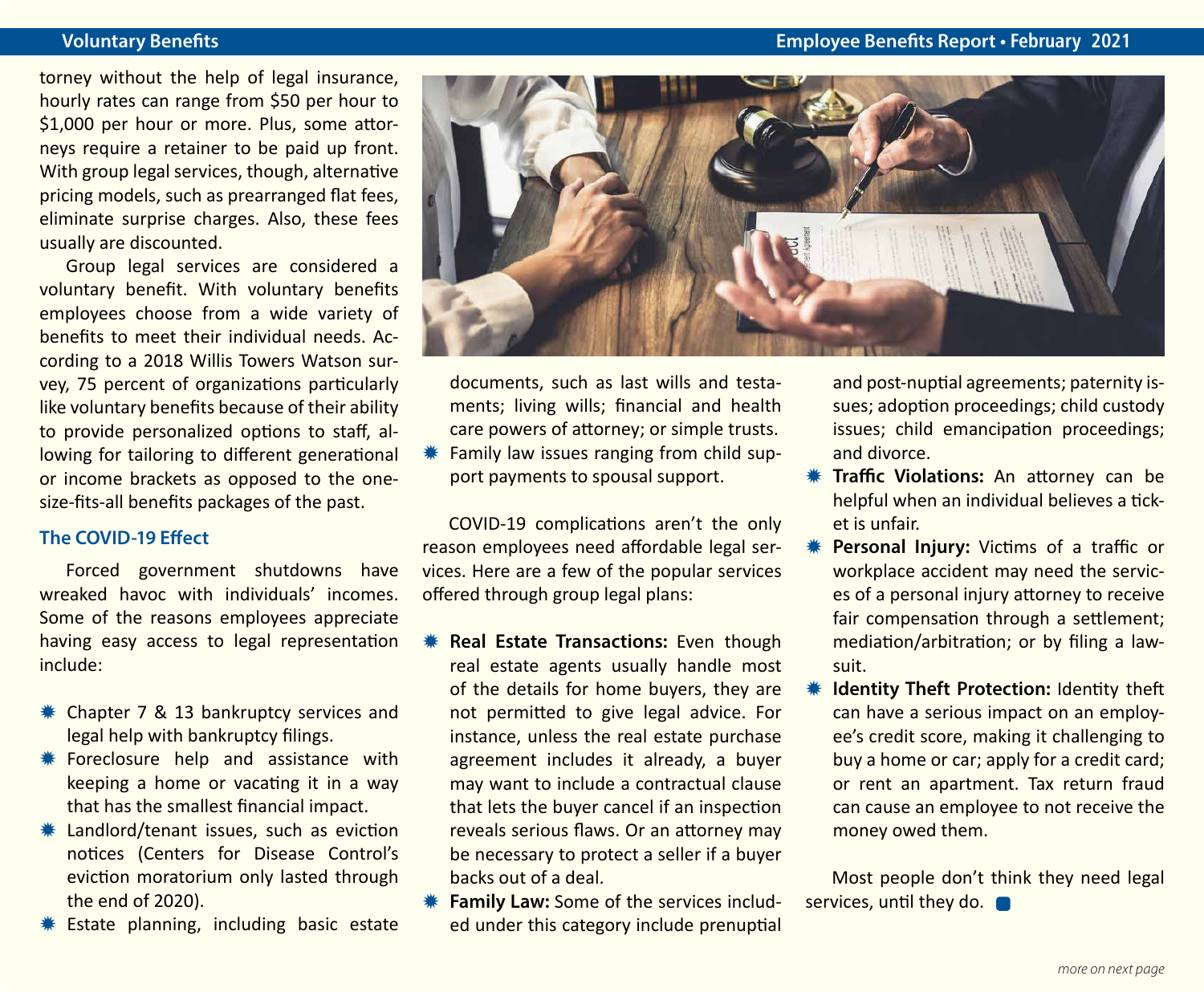torney without the help of legal insurance, hourly rates can range from $50 per hour to $1,000 per hour or more. Plus, some attorneys require a retainer to be paid up front. With group legal services, though, alternative pricing models, such as prearranged flat fees, eliminate surprise charges. Also, these fees usually are discounted.

Group legal services are considered a voluntary benefit. With voluntary benefits employees choose from a wide variety of benefits to meet their individual needs. According to a 2018 Willis Towers Watson survey, 75 percent of organizations particularly like voluntary benefits because of their ability to provide personalized options to staff, allowing for tailoring to different generational or income brackets as opposed to the one-size-fits-all benefits packages of the past.

### The COVID-19 Effect

Forced government shutdowns have wreaked havoc with individuals' incomes. Some of the reasons employees appreciate having easy access to legal representation include:

- Chapter 7 & 13 bankruptcy services and legal help with bankruptcy filings.
- Foreclosure help and assistance with keeping a home or vacating it in a way that has the smallest financial impact.
- Landlord/tenant issues, such as eviction notices (Centers for Disease Control's eviction moratorium only lasted through the end of 2020).
- Estate planning, including basic estate documents, such as last wills and testaments; living wills; financial and health care powers of attorney; or simple trusts.
- Family law issues ranging from child support payments to spousal support.

COVID-19 complications aren't the only reason employees need affordable legal services. Here are a few of the popular services offered through group legal plans:

- **Real Estate Transactions:** Even though real estate agents usually handle most of the details for home buyers, they are not permitted to give legal advice. For instance, unless the real estate purchase agreement includes it already, a buyer may want to include a contractual clause that lets the buyer cancel if an inspection reveals serious flaws. Or an attorney may be necessary to protect a seller if a buyer backs out of a deal.
- **Family Law:** Some of the services included under this category include prenuptial and post-nuptial agreements; paternity issues; adoption proceedings; child custody issues; child emancipation proceedings; and divorce.
- **Traffic Violations:** An attorney can be helpful when an individual believes a ticket is unfair.
- **Personal Injury:** Victims of a traffic or workplace accident may need the services of a personal injury attorney to receive fair compensation through a settlement; mediation/arbitration; or by filing a lawsuit.
- **Identity Theft Protection:** Identity theft can have a serious impact on an employee's credit score, making it challenging to buy a home or car; apply for a credit card; or rent an apartment. Tax return fraud can cause an employee to not receive the money owed them.

Most people don't think they need legal services, until they do.

*more on next page*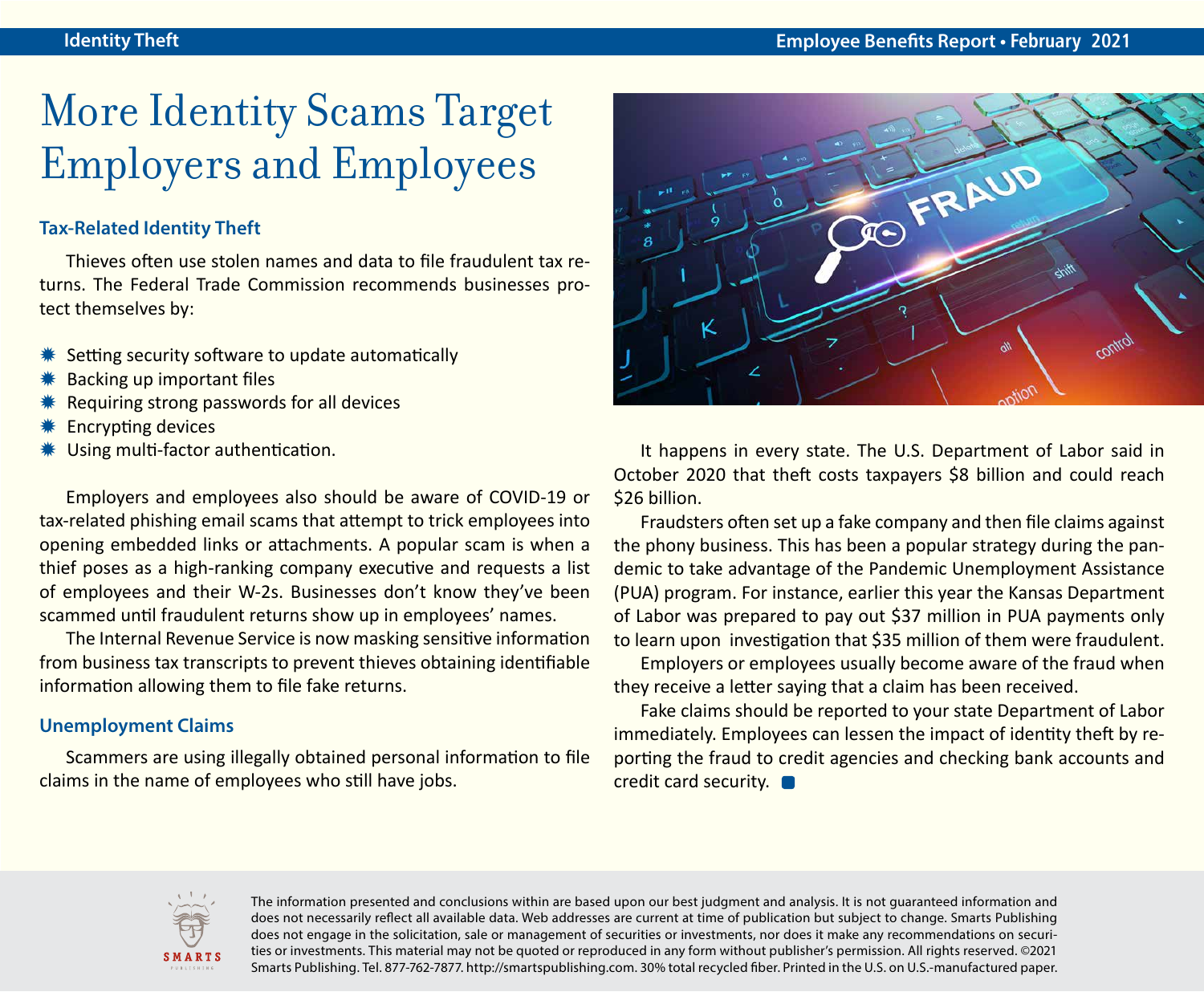# More Identity Scams Target Employers and Employees

### Tax-Related Identity Theft

Thieves often use stolen names and data to file fraudulent tax returns. The Federal Trade Commission recommends businesses protect themselves by:

- Setting security software to update automatically
- Backing up important files
- Requiring strong passwords for all devices
- Encrypting devices
- Using multi-factor authentication.

Employers and employees also should be aware of COVID-19 or tax-related phishing email scams that attempt to trick employees into opening embedded links or attachments. A popular scam is when a thief poses as a high-ranking company executive and requests a list of employees and their W-2s. Businesses don't know they've been scammed until fraudulent returns show up in employees' names.

The Internal Revenue Service is now masking sensitive information from business tax transcripts to prevent thieves obtaining identifiable information allowing them to file fake returns.

### Unemployment Claims

Scammers are using illegally obtained personal information to file claims in the name of employees who still have jobs.

It happens in every state. The U.S. Department of Labor said in October 2020 that theft costs taxpayers $8 billion and could reach $26 billion.

Fraudsters often set up a fake company and then file claims against the phony business. This has been a popular strategy during the pandemic to take advantage of the Pandemic Unemployment Assistance (PUA) program. For instance, earlier this year the Kansas Department of Labor was prepared to pay out $37 million in PUA payments only to learn upon investigation that $35 million of them were fraudulent.

Employers or employees usually become aware of the fraud when they receive a letter saying that a claim has been received.

Fake claims should be reported to your state Department of Labor immediately. Employees can lessen the impact of identity theft by reporting the fraud to credit agencies and checking bank accounts and credit card security.

The information presented and conclusions within are based upon our best judgment and analysis. It is not guaranteed information and does not necessarily reflect all available data. Web addresses are current at time of publication but subject to change. Smarts Publishing does not engage in the solicitation, sale or management of securities or investments, nor does it make any recommendations on securities or investments. This material may not be quoted or reproduced in any form without publisher's permission. All rights reserved. ©2021 Smarts Publishing. Tel. 877-762-7877. http://smartspublishing.com. 30% total recycled fiber. Printed in the U.S. on U.S.-manufactured paper.